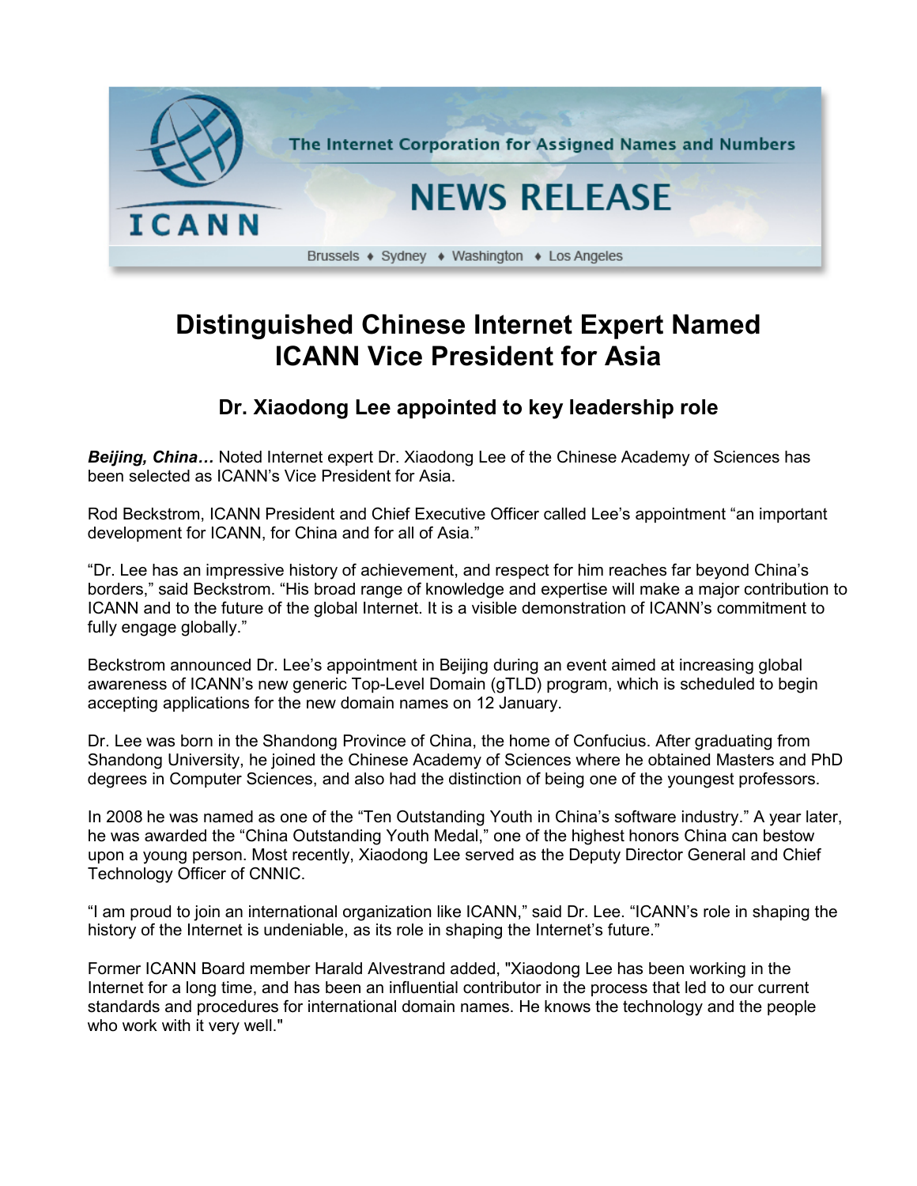The Internet Corporation for Assigned Names and Numbers

ICANN

NEWS RELEASE

Brussels ♦ Sydney ♦ Washington ♦ Los Angeles

# Distinguished Chinese Internet Expert Named ICANN Vice President for Asia

## Dr. Xiaodong Lee appointed to key leadership role

***Beijing, China…*** Noted Internet expert Dr. Xiaodong Lee of the Chinese Academy of Sciences has been selected as ICANN's Vice President for Asia.

Rod Beckstrom, ICANN President and Chief Executive Officer called Lee's appointment "an important development for ICANN, for China and for all of Asia."

"Dr. Lee has an impressive history of achievement, and respect for him reaches far beyond China's borders," said Beckstrom. "His broad range of knowledge and expertise will make a major contribution to ICANN and to the future of the global Internet. It is a visible demonstration of ICANN's commitment to fully engage globally."

Beckstrom announced Dr. Lee's appointment in Beijing during an event aimed at increasing global awareness of ICANN's new generic Top-Level Domain (gTLD) program, which is scheduled to begin accepting applications for the new domain names on 12 January.

Dr. Lee was born in the Shandong Province of China, the home of Confucius. After graduating from Shandong University, he joined the Chinese Academy of Sciences where he obtained Masters and PhD degrees in Computer Sciences, and also had the distinction of being one of the youngest professors.

In 2008 he was named as one of the "Ten Outstanding Youth in China's software industry." A year later, he was awarded the "China Outstanding Youth Medal," one of the highest honors China can bestow upon a young person. Most recently, Xiaodong Lee served as the Deputy Director General and Chief Technology Officer of CNNIC.

"I am proud to join an international organization like ICANN," said Dr. Lee. "ICANN's role in shaping the history of the Internet is undeniable, as its role in shaping the Internet's future."

Former ICANN Board member Harald Alvestrand added, "Xiaodong Lee has been working in the Internet for a long time, and has been an influential contributor in the process that led to our current standards and procedures for international domain names. He knows the technology and the people who work with it very well."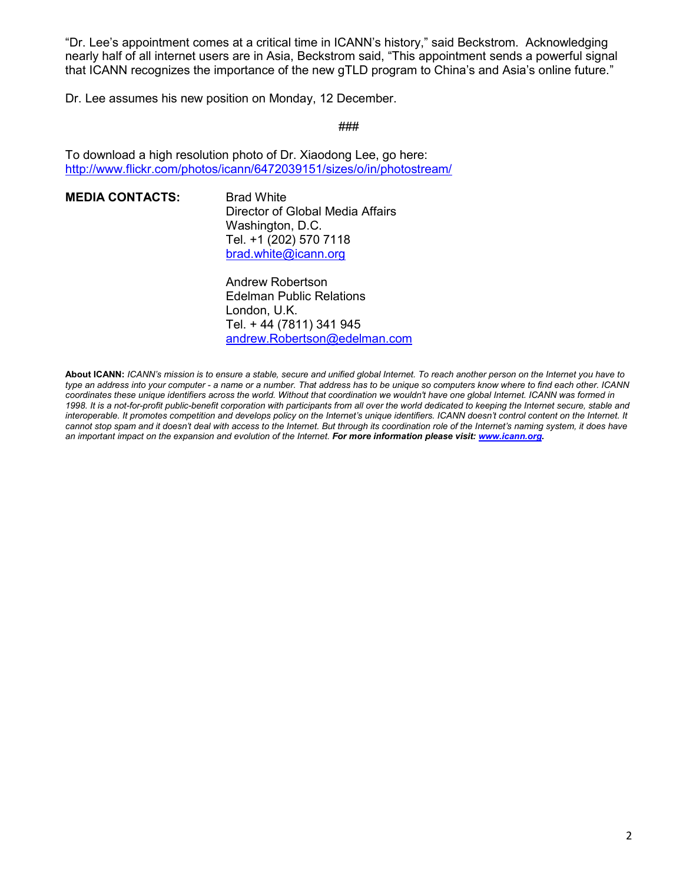"Dr. Lee's appointment comes at a critical time in ICANN's history," said Beckstrom. Acknowledging nearly half of all internet users are in Asia, Beckstrom said, "This appointment sends a powerful signal that ICANN recognizes the importance of the new gTLD program to China's and Asia's online future."

Dr. Lee assumes his new position on Monday, 12 December.

###

To download a high resolution photo of Dr. Xiaodong Lee, go here:
http://www.flickr.com/photos/icann/6472039151/sizes/o/in/photostream/

**MEDIA CONTACTS:**

Brad White
Director of Global Media Affairs
Washington, D.C.
Tel. +1 (202) 570 7118
brad.white@icann.org

Andrew Robertson
Edelman Public Relations
London, U.K.
Tel. + 44 (7811) 341 945
andrew.Robertson@edelman.com

**About ICANN:** *ICANN's mission is to ensure a stable, secure and unified global Internet. To reach another person on the Internet you have to type an address into your computer - a name or a number. That address has to be unique so computers know where to find each other. ICANN coordinates these unique identifiers across the world. Without that coordination we wouldn't have one global Internet. ICANN was formed in 1998. It is a not-for-profit public-benefit corporation with participants from all over the world dedicated to keeping the Internet secure, stable and interoperable. It promotes competition and develops policy on the Internet's unique identifiers. ICANN doesn't control content on the Internet. It cannot stop spam and it doesn't deal with access to the Internet. But through its coordination role of the Internet's naming system, it does have an important impact on the expansion and evolution of the Internet.* ***For more information please visit: www.icann.org.***